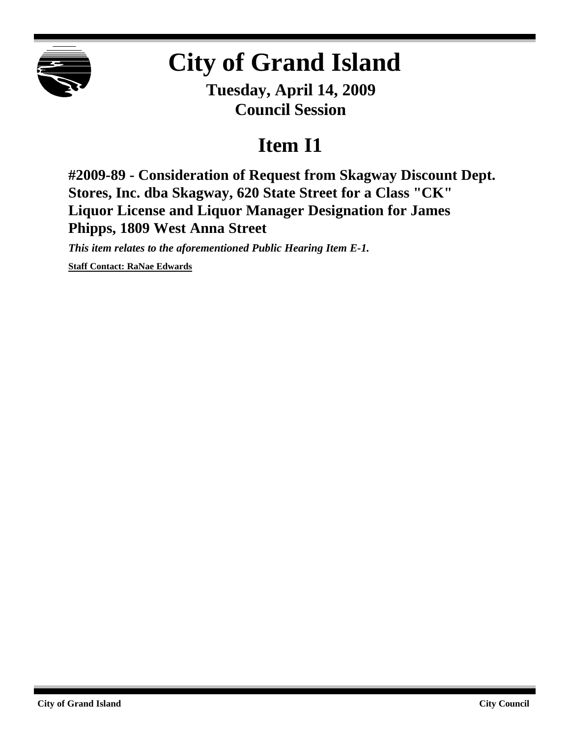# City of Grand Island

**Tuesday, April 14, 2009**
**Council Session**

## Item I1

### #2009-89 - Consideration of Request from Skagway Discount Dept. Stores, Inc. dba Skagway, 620 State Street for a Class "CK" Liquor License and Liquor Manager Designation for James Phipps, 1809 West Anna Street

***This item relates to the aforementioned Public Hearing Item E-1.***

**Staff Contact: RaNae Edwards**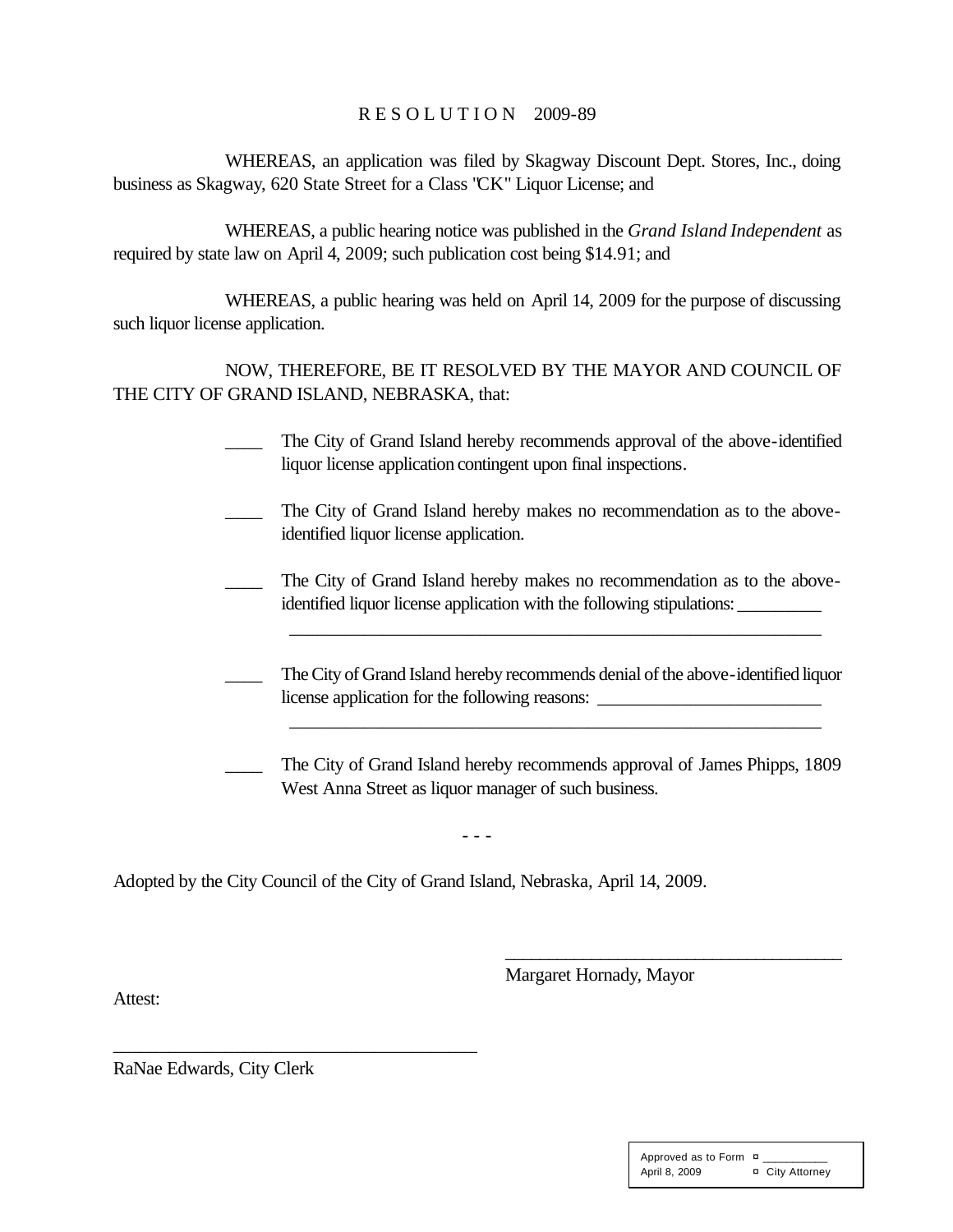# R E S O L U T I O N 2009-89

WHEREAS, an application was filed by Skagway Discount Dept. Stores, Inc., doing business as Skagway, 620 State Street for a Class "CK" Liquor License; and

WHEREAS, a public hearing notice was published in the *Grand Island Independent* as required by state law on April 4, 2009; such publication cost being $14.91; and

WHEREAS, a public hearing was held on April 14, 2009 for the purpose of discussing such liquor license application.

NOW, THEREFORE, BE IT RESOLVED BY THE MAYOR AND COUNCIL OF THE CITY OF GRAND ISLAND, NEBRASKA, that:

____ The City of Grand Island hereby recommends approval of the above-identified liquor license application contingent upon final inspections.

____ The City of Grand Island hereby makes no recommendation as to the above-identified liquor license application.

____ The City of Grand Island hereby makes no recommendation as to the above-identified liquor license application with the following stipulations: _________
_______________________________________________________________

____ The City of Grand Island hereby recommends denial of the above-identified liquor license application for the following reasons: ________________________
_______________________________________________________________

____ The City of Grand Island hereby recommends approval of James Phipps, 1809 West Anna Street as liquor manager of such business.

- - -

Adopted by the City Council of the City of Grand Island, Nebraska, April 14, 2009.

_____________________________________
Margaret Hornady, Mayor

Attest:

_____________________________________
RaNae Edwards, City Clerk

Approved as to Form ¤ ___________
April 8, 2009 ¤ City Attorney